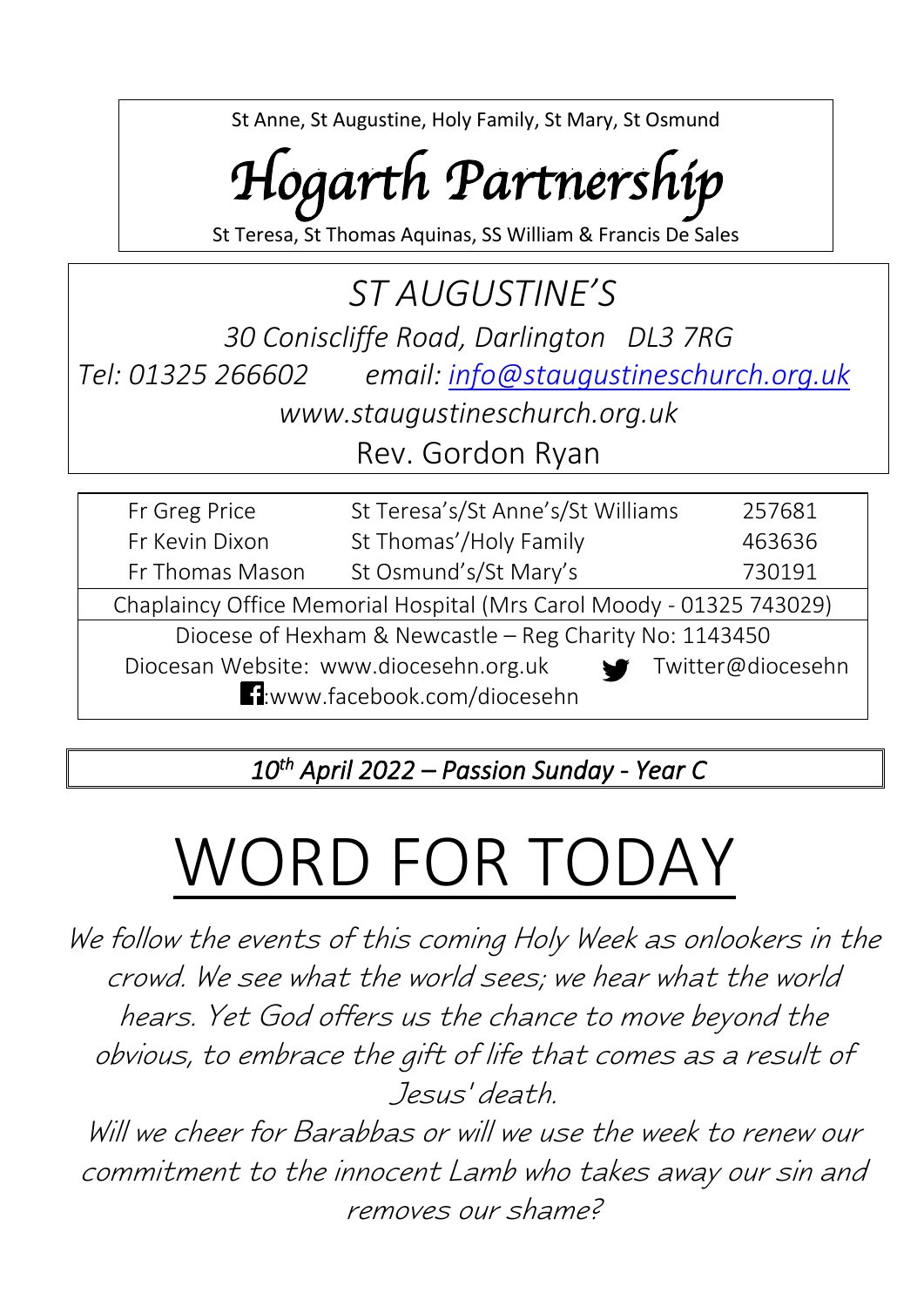St Anne, St Augustine, Holy Family, St Mary, St Osmund

# *Hogarth Partnership*

St Teresa, St Thomas Aquinas, SS William & Francis De Sales

## *ST AUGUSTINE'S*

*30 Coniscliffe Road, Darlington DL3 7RG*

*Tel: 01325 266602 email: info@staugustineschurch.org.uk*

*www.staugustineschurch.org.uk*

Rev. Gordon Ryan

| | | |
|---|---|---|
| Fr Greg Price | St Teresa's/St Anne's/St Williams | 257681 |
| Fr Kevin Dixon | St Thomas'/Holy Family | 463636 |
| Fr Thomas Mason | St Osmund's/St Mary's | 730191 |

Chaplaincy Office Memorial Hospital (Mrs Carol Moody - 01325 743029)

Diocese of Hexham & Newcastle – Reg Charity No: 1143450

Diocesan Website: www.diocesehn.org.uk Twitter@diocesehn

:www.facebook.com/diocesehn

*10th April 2022 – Passion Sunday - Year C*

# WORD FOR TODAY

*We follow the events of this coming Holy Week as onlookers in the crowd. We see what the world sees; we hear what the world hears. Yet God offers us the chance to move beyond the obvious, to embrace the gift of life that comes as a result of Jesus' death.*

*Will we cheer for Barabbas or will we use the week to renew our commitment to the innocent Lamb who takes away our sin and removes our shame?*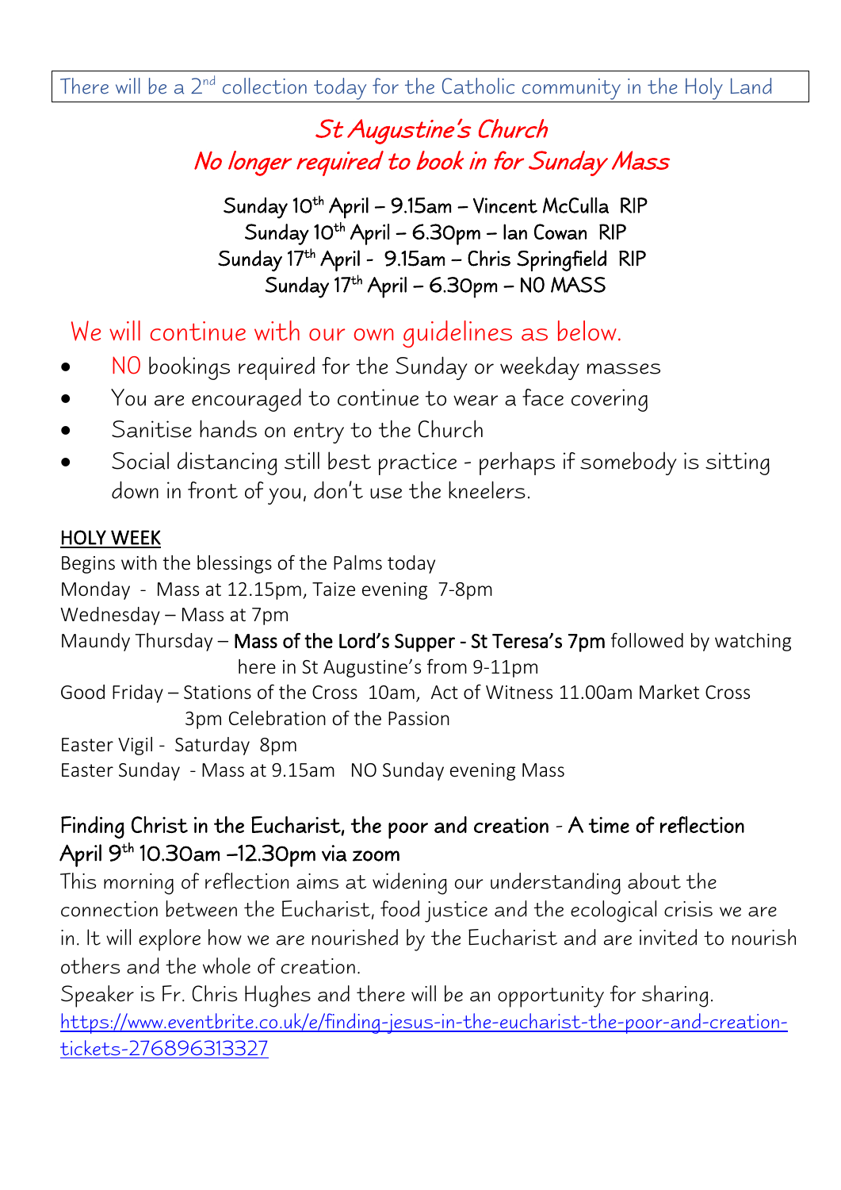There will be a 2nd collection today for the Catholic community in the Holy Land

## *St Augustine's Church*
## *No longer required to book in for Sunday Mass*

Sunday 10th April – 9.15am – Vincent McCulla RIP
Sunday 10th April – 6.30pm – Ian Cowan RIP
Sunday 17th April - 9.15am – Chris Springfield RIP
Sunday 17th April – 6.30pm – NO MASS

We will continue with our own guidelines as below.

- NO bookings required for the Sunday or weekday masses
- You are encouraged to continue to wear a face covering
- Sanitise hands on entry to the Church
- Social distancing still best practice - perhaps if somebody is sitting down in front of you, don't use the kneelers.

**HOLY WEEK**

Begins with the blessings of the Palms today
Monday - Mass at 12.15pm, Taize evening 7-8pm
Wednesday – Mass at 7pm
Maundy Thursday – **Mass of the Lord's Supper - St Teresa's 7pm** followed by watching here in St Augustine's from 9-11pm
Good Friday – Stations of the Cross 10am, Act of Witness 11.00am Market Cross
3pm Celebration of the Passion
Easter Vigil - Saturday 8pm
Easter Sunday - Mass at 9.15am NO Sunday evening Mass

### Finding Christ in the Eucharist, the poor and creation - A time of reflection April 9th 10.30am –12.30pm via zoom

This morning of reflection aims at widening our understanding about the connection between the Eucharist, food justice and the ecological crisis we are in. It will explore how we are nourished by the Eucharist and are invited to nourish others and the whole of creation.
Speaker is Fr. Chris Hughes and there will be an opportunity for sharing.
https://www.eventbrite.co.uk/e/finding-jesus-in-the-eucharist-the-poor-and-creation-tickets-276896313327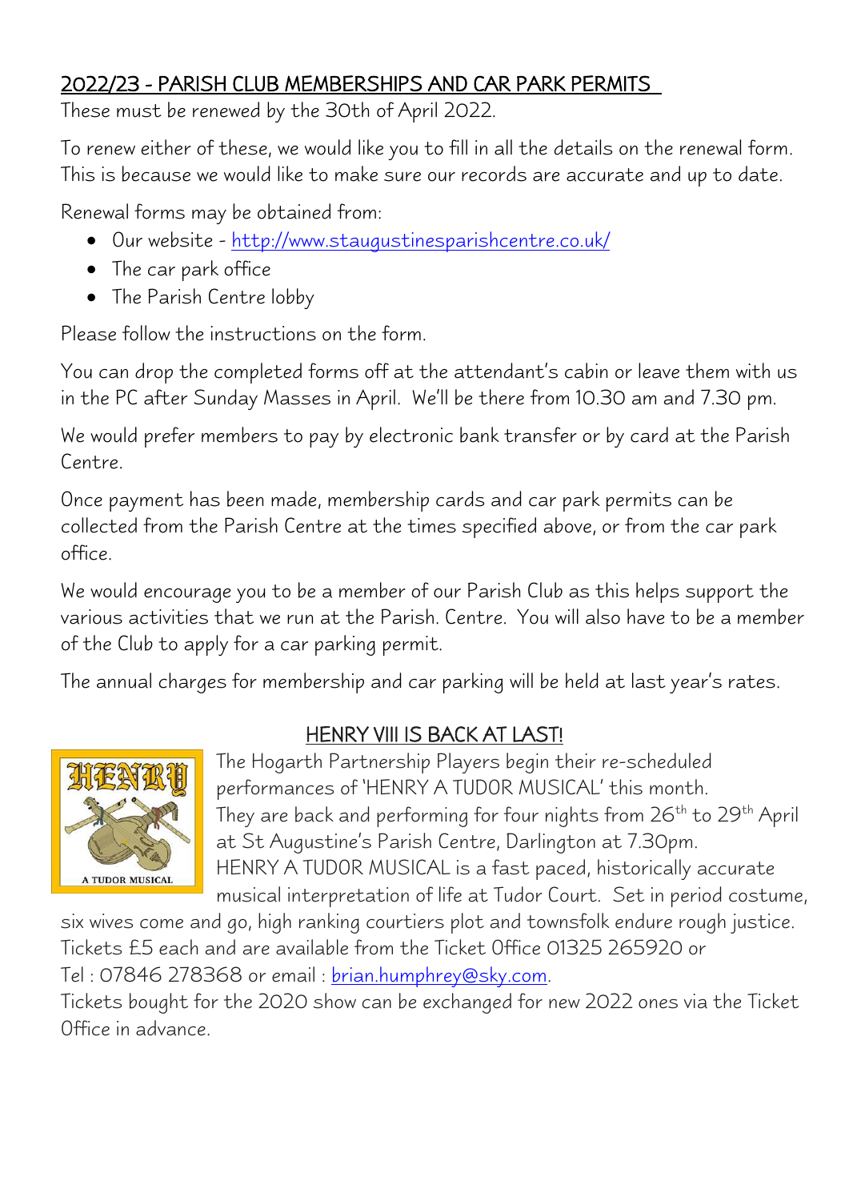## 2022/23 - PARISH CLUB MEMBERSHIPS AND CAR PARK PERMITS

These must be renewed by the 30th of April 2022.

To renew either of these, we would like you to fill in all the details on the renewal form. This is because we would like to make sure our records are accurate and up to date.

Renewal forms may be obtained from:

- Our website - http://www.staugustinesparishcentre.co.uk/
- The car park office
- The Parish Centre lobby

Please follow the instructions on the form.

You can drop the completed forms off at the attendant's cabin or leave them with us in the PC after Sunday Masses in April. We'll be there from 10.30 am and 7.30 pm.

We would prefer members to pay by electronic bank transfer or by card at the Parish Centre.

Once payment has been made, membership cards and car park permits can be collected from the Parish Centre at the times specified above, or from the car park office.

We would encourage you to be a member of our Parish Club as this helps support the various activities that we run at the Parish. Centre. You will also have to be a member of the Club to apply for a car parking permit.

The annual charges for membership and car parking will be held at last year's rates.

## HENRY VIII IS BACK AT LAST!

The Hogarth Partnership Players begin their re-scheduled performances of 'HENRY A TUDOR MUSICAL' this month. They are back and performing for four nights from 26th to 29th April at St Augustine's Parish Centre, Darlington at 7.30pm. HENRY A TUDOR MUSICAL is a fast paced, historically accurate musical interpretation of life at Tudor Court. Set in period costume, six wives come and go, high ranking courtiers plot and townsfolk endure rough justice. Tickets £5 each and are available from the Ticket Office 01325 265920 or Tel : 07846 278368 or email : brian.humphrey@sky.com.

Tickets bought for the 2020 show can be exchanged for new 2022 ones via the Ticket Office in advance.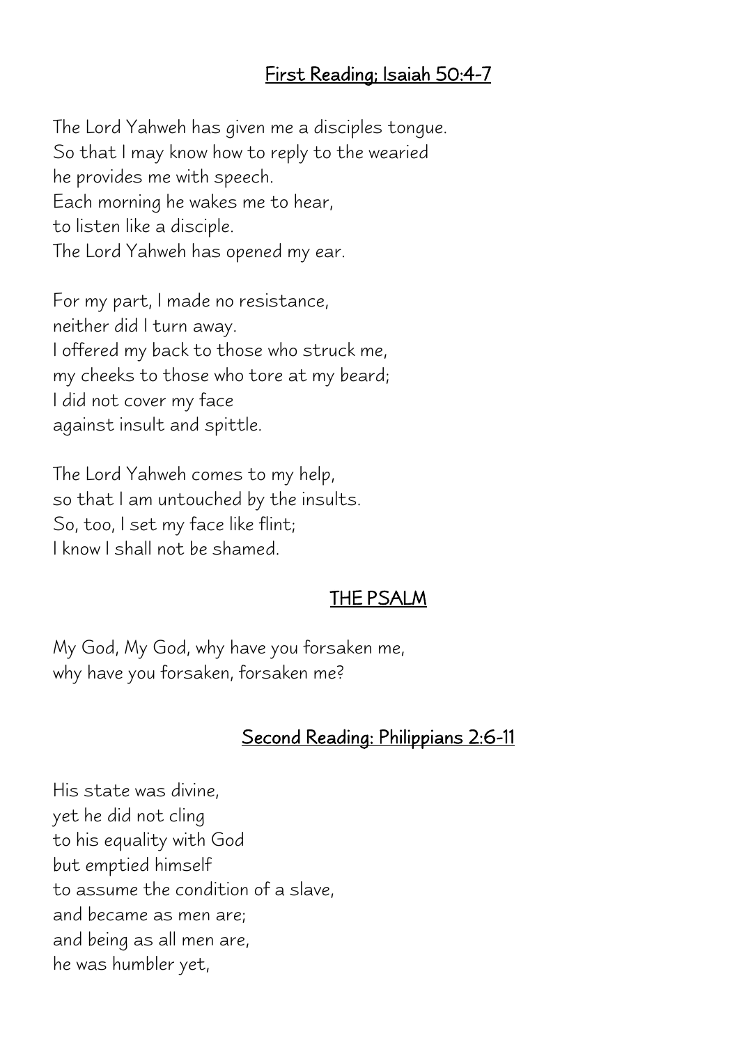## First Reading; Isaiah 50:4-7

The Lord Yahweh has given me a disciples tongue.
So that I may know how to reply to the wearied
he provides me with speech.
Each morning he wakes me to hear,
to listen like a disciple.
The Lord Yahweh has opened my ear.

For my part, I made no resistance,
neither did I turn away.
I offered my back to those who struck me,
my cheeks to those who tore at my beard;
I did not cover my face
against insult and spittle.

The Lord Yahweh comes to my help,
so that I am untouched by the insults.
So, too, I set my face like flint;
I know I shall not be shamed.

## THE PSALM

My God, My God, why have you forsaken me,
why have you forsaken, forsaken me?

## Second Reading: Philippians 2:6-11

His state was divine,
yet he did not cling
to his equality with God
but emptied himself
to assume the condition of a slave,
and became as men are;
and being as all men are,
he was humbler yet,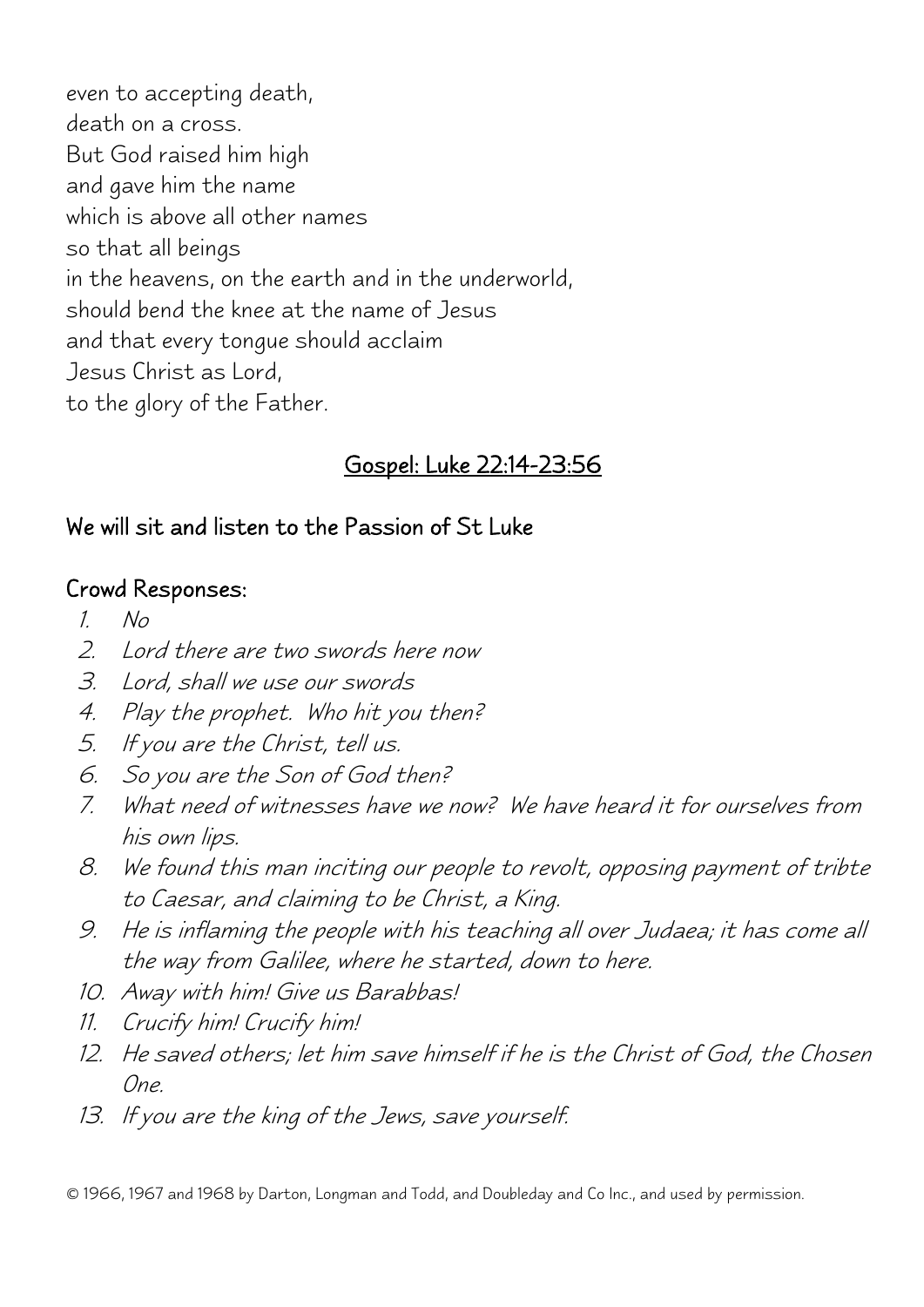even to accepting death,
death on a cross.
But God raised him high
and gave him the name
which is above all other names
so that all beings
in the heavens, on the earth and in the underworld,
should bend the knee at the name of Jesus
and that every tongue should acclaim
Jesus Christ as Lord,
to the glory of the Father.

## Gospel: Luke 22:14-23:56

**We will sit and listen to the Passion of St Luke**

**Crowd Responses:**

1. *No*
2. *Lord there are two swords here now*
3. *Lord, shall we use our swords*
4. *Play the prophet. Who hit you then?*
5. *If you are the Christ, tell us.*
6. *So you are the Son of God then?*
7. *What need of witnesses have we now? We have heard it for ourselves from his own lips.*
8. *We found this man inciting our people to revolt, opposing payment of tribte to Caesar, and claiming to be Christ, a King.*
9. *He is inflaming the people with his teaching all over Judaea; it has come all the way from Galilee, where he started, down to here.*
10. *Away with him! Give us Barabbas!*
11. *Crucify him! Crucify him!*
12. *He saved others; let him save himself if he is the Christ of God, the Chosen One.*
13. *If you are the king of the Jews, save yourself.*

© 1966, 1967 and 1968 by Darton, Longman and Todd, and Doubleday and Co Inc., and used by permission.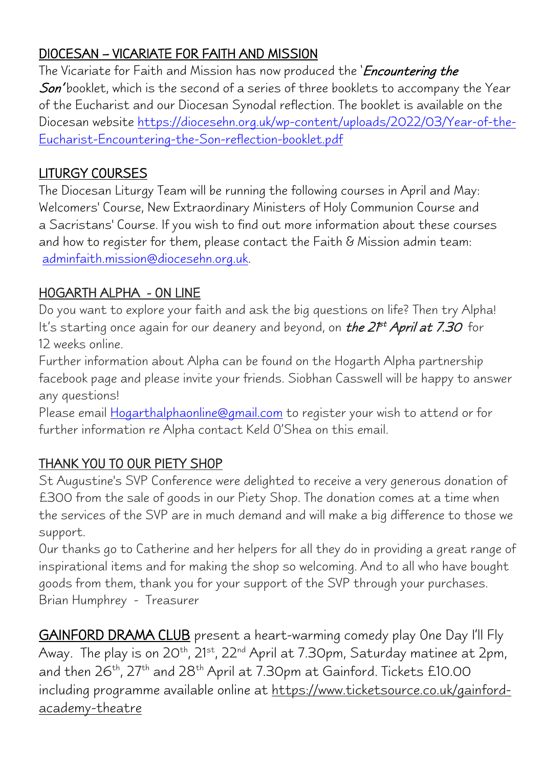## DIOCESAN – VICARIATE FOR FAITH AND MISSION

The Vicariate for Faith and Mission has now produced the '*Encountering the Son'* booklet, which is the second of a series of three booklets to accompany the Year of the Eucharist and our Diocesan Synodal reflection. The booklet is available on the Diocesan website https://diocesehn.org.uk/wp-content/uploads/2022/03/Year-of-the-Eucharist-Encountering-the-Son-reflection-booklet.pdf

## LITURGY COURSES

The Diocesan Liturgy Team will be running the following courses in April and May: Welcomers' Course, New Extraordinary Ministers of Holy Communion Course and a Sacristans' Course. If you wish to find out more information about these courses and how to register for them, please contact the Faith & Mission admin team: adminfaith.mission@diocesehn.org.uk.

## HOGARTH ALPHA - ON LINE

Do you want to explore your faith and ask the big questions on life? Then try Alpha! It's starting once again for our deanery and beyond, on ***the 21st April at 7.30*** for 12 weeks online.

Further information about Alpha can be found on the Hogarth Alpha partnership facebook page and please invite your friends. Siobhan Casswell will be happy to answer any questions!

Please email Hogarthalphaonline@gmail.com to register your wish to attend or for further information re Alpha contact Keld O'Shea on this email.

## THANK YOU TO OUR PIETY SHOP

St Augustine's SVP Conference were delighted to receive a very generous donation of £300 from the sale of goods in our Piety Shop. The donation comes at a time when the services of the SVP are in much demand and will make a big difference to those we support.

Our thanks go to Catherine and her helpers for all they do in providing a great range of inspirational items and for making the shop so welcoming. And to all who have bought goods from them, thank you for your support of the SVP through your purchases.

Brian Humphrey - Treasurer

GAINFORD DRAMA CLUB present a heart-warming comedy play One Day I'll Fly Away. The play is on 20th, 21st, 22nd April at 7.30pm, Saturday matinee at 2pm, and then 26th, 27th and 28th April at 7.30pm at Gainford. Tickets £10.00 including programme available online at https://www.ticketsource.co.uk/gainford-academy-theatre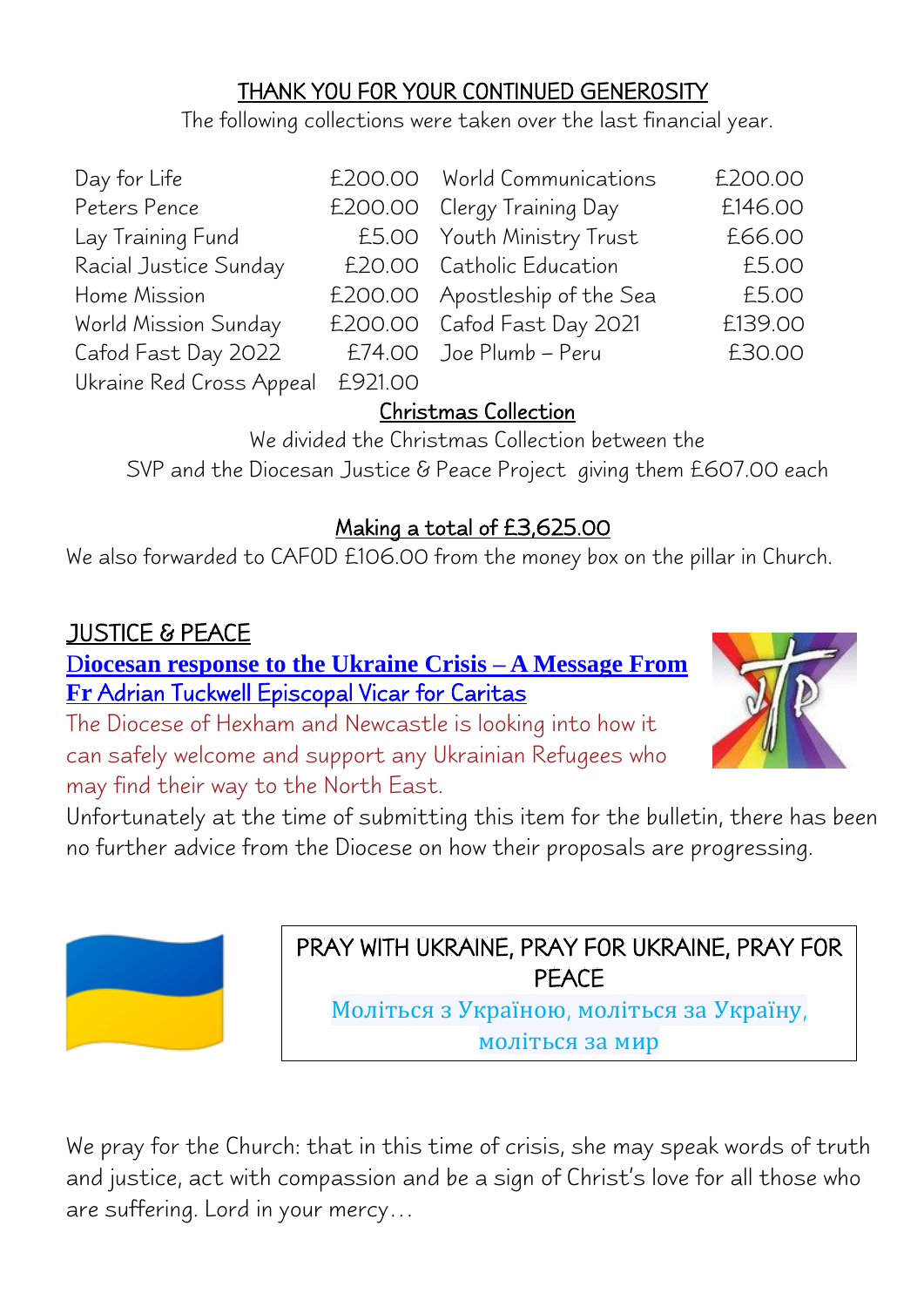## THANK YOU FOR YOUR CONTINUED GENEROSITY

The following collections were taken over the last financial year.

| | | | |
|---|---|---|---|
| Day for Life | £200.00 | World Communications | £200.00 |
| Peters Pence | £200.00 | Clergy Training Day | £146.00 |
| Lay Training Fund | £5.00 | Youth Ministry Trust | £66.00 |
| Racial Justice Sunday | £20.00 | Catholic Education | £5.00 |
| Home Mission | £200.00 | Apostleship of the Sea | £5.00 |
| World Mission Sunday | £200.00 | Cafod Fast Day 2021 | £139.00 |
| Cafod Fast Day 2022 | £74.00 | Joe Plumb – Peru | £30.00 |
| Ukraine Red Cross Appeal | £921.00 | | |

**Christmas Collection**

We divided the Christmas Collection between the SVP and the Diocesan Justice & Peace Project giving them £607.00 each

**Making a total of £3,625.00**

We also forwarded to CAFOD £106.00 from the money box on the pillar in Church.

## JUSTICE & PEACE

**Diocesan response to the Ukraine Crisis – A Message From Fr Adrian Tuckwell Episcopal Vicar for Caritas**

The Diocese of Hexham and Newcastle is looking into how it can safely welcome and support any Ukrainian Refugees who may find their way to the North East.

Unfortunately at the time of submitting this item for the bulletin, there has been no further advice from the Diocese on how their proposals are progressing.

PRAY WITH UKRAINE, PRAY FOR UKRAINE, PRAY FOR PEACE

Моліться з Україною, моліться за Україну, моліться за мир

We pray for the Church: that in this time of crisis, she may speak words of truth and justice, act with compassion and be a sign of Christ's love for all those who are suffering. Lord in your mercy…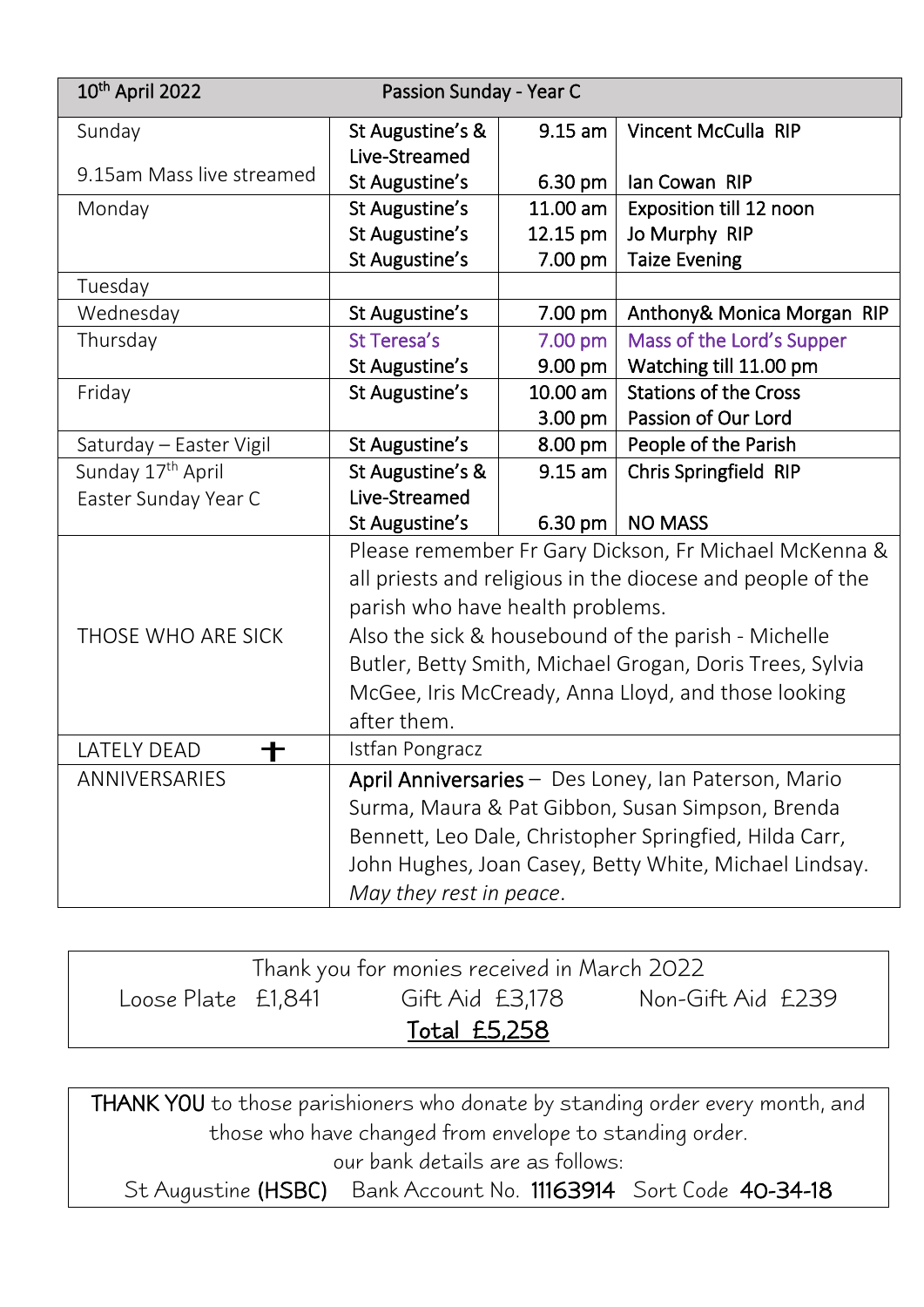| 10th April 2022 | Passion Sunday - Year C | | |
|---|---|---|---|
| Sunday<br>9.15am Mass live streamed | St Augustine's & Live-Streamed<br>St Augustine's | 9.15 am<br>6.30 pm | Vincent McCulla RIP<br>Ian Cowan RIP |
| Monday | St Augustine's<br>St Augustine's<br>St Augustine's | 11.00 am<br>12.15 pm<br>7.00 pm | Exposition till 12 noon<br>Jo Murphy RIP<br>Taize Evening |
| Tuesday | | | |
| Wednesday | St Augustine's | 7.00 pm | Anthony& Monica Morgan RIP |
| Thursday | St Teresa's<br>St Augustine's | 7.00 pm<br>9.00 pm | Mass of the Lord's Supper<br>Watching till 11.00 pm |
| Friday | St Augustine's | 10.00 am<br>3.00 pm | Stations of the Cross<br>Passion of Our Lord |
| Saturday – Easter Vigil | St Augustine's | 8.00 pm | People of the Parish |
| Sunday 17th April<br>Easter Sunday Year C | St Augustine's & Live-Streamed<br>St Augustine's | 9.15 am<br>6.30 pm | Chris Springfield RIP<br>NO MASS |
| THOSE WHO ARE SICK | Please remember Fr Gary Dickson, Fr Michael McKenna & all priests and religious in the diocese and people of the parish who have health problems.<br>Also the sick & housebound of the parish - Michelle Butler, Betty Smith, Michael Grogan, Doris Trees, Sylvia McGee, Iris McCready, Anna Lloyd, and those looking after them. | | |
| LATELY DEAD ✝ | Istfan Pongracz | | |
| ANNIVERSARIES | **April Anniversaries** – Des Loney, Ian Paterson, Mario Surma, Maura & Pat Gibbon, Susan Simpson, Brenda Bennett, Leo Dale, Christopher Springfied, Hilda Carr, John Hughes, Joan Casey, Betty White, Michael Lindsay. *May they rest in peace*. | | |

Thank you for monies received in March 2022

Loose Plate £1,841 Gift Aid £3,178 Non-Gift Aid £239

**Total £5,258**

**THANK YOU** to those parishioners who donate by standing order every month, and those who have changed from envelope to standing order.

our bank details are as follows:

St Augustine **(HSBC)** Bank Account No. **11163914** Sort Code **40-34-18**